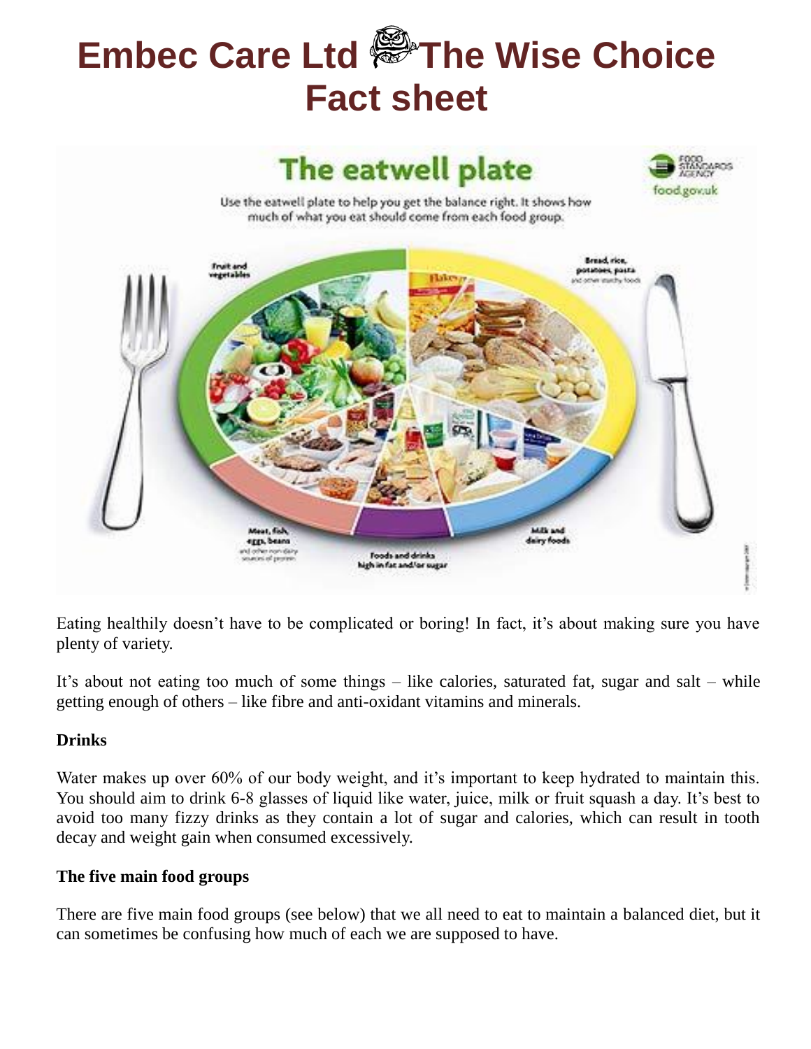# Embec Care Ltd The Wise Choice Fact sheet

The eatwell plate

Use the eatwell plate to help you get the balance right. It shows how much of what you eat should come from each food group.

Fruit and vegetables

Bread, rice, potatoes, pasta and other starchy foods

Meat, fish, eggs, beans and other non dairy sources of protein

Foods and drinks high in fat and/or sugar

Milk and dairy foods

Eating healthily doesn't have to be complicated or boring! In fact, it's about making sure you have plenty of variety.

It's about not eating too much of some things – like calories, saturated fat, sugar and salt – while getting enough of others – like fibre and anti-oxidant vitamins and minerals.

**Drinks**

Water makes up over 60% of our body weight, and it's important to keep hydrated to maintain this. You should aim to drink 6-8 glasses of liquid like water, juice, milk or fruit squash a day. It's best to avoid too many fizzy drinks as they contain a lot of sugar and calories, which can result in tooth decay and weight gain when consumed excessively.

**The five main food groups**

There are five main food groups (see below) that we all need to eat to maintain a balanced diet, but it can sometimes be confusing how much of each we are supposed to have.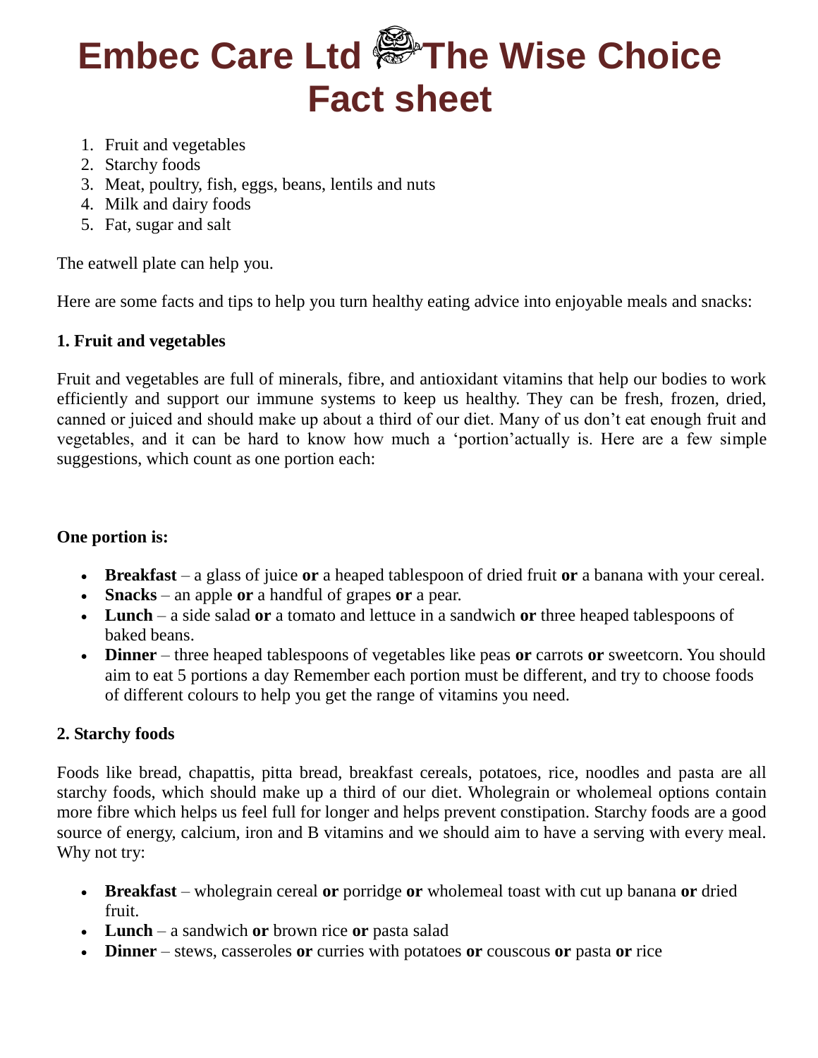# Embec Care Ltd The Wise Choice Fact sheet

1. Fruit and vegetables
2. Starchy foods
3. Meat, poultry, fish, eggs, beans, lentils and nuts
4. Milk and dairy foods
5. Fat, sugar and salt

The eatwell plate can help you.

Here are some facts and tips to help you turn healthy eating advice into enjoyable meals and snacks:

**1. Fruit and vegetables**

Fruit and vegetables are full of minerals, fibre, and antioxidant vitamins that help our bodies to work efficiently and support our immune systems to keep us healthy. They can be fresh, frozen, dried, canned or juiced and should make up about a third of our diet. Many of us don't eat enough fruit and vegetables, and it can be hard to know how much a 'portion'actually is. Here are a few simple suggestions, which count as one portion each:

**One portion is:**

- **Breakfast** – a glass of juice **or** a heaped tablespoon of dried fruit **or** a banana with your cereal.
- **Snacks** – an apple **or** a handful of grapes **or** a pear.
- **Lunch** – a side salad **or** a tomato and lettuce in a sandwich **or** three heaped tablespoons of baked beans.
- **Dinner** – three heaped tablespoons of vegetables like peas **or** carrots **or** sweetcorn. You should aim to eat 5 portions a day Remember each portion must be different, and try to choose foods of different colours to help you get the range of vitamins you need.

**2. Starchy foods**

Foods like bread, chapattis, pitta bread, breakfast cereals, potatoes, rice, noodles and pasta are all starchy foods, which should make up a third of our diet. Wholegrain or wholemeal options contain more fibre which helps us feel full for longer and helps prevent constipation. Starchy foods are a good source of energy, calcium, iron and B vitamins and we should aim to have a serving with every meal. Why not try:

- **Breakfast** – wholegrain cereal **or** porridge **or** wholemeal toast with cut up banana **or** dried fruit.
- **Lunch** – a sandwich **or** brown rice **or** pasta salad
- **Dinner** – stews, casseroles **or** curries with potatoes **or** couscous **or** pasta **or** rice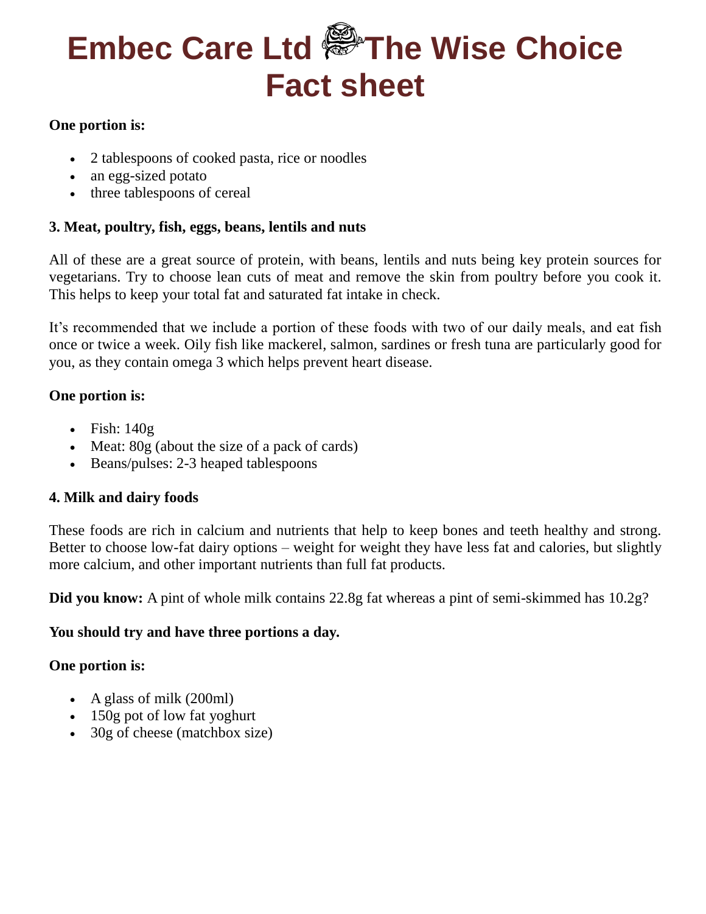# Embec Care Ltd The Wise Choice Fact sheet

**One portion is:**

- 2 tablespoons of cooked pasta, rice or noodles
- an egg-sized potato
- three tablespoons of cereal

**3. Meat, poultry, fish, eggs, beans, lentils and nuts**

All of these are a great source of protein, with beans, lentils and nuts being key protein sources for vegetarians. Try to choose lean cuts of meat and remove the skin from poultry before you cook it. This helps to keep your total fat and saturated fat intake in check.

It's recommended that we include a portion of these foods with two of our daily meals, and eat fish once or twice a week. Oily fish like mackerel, salmon, sardines or fresh tuna are particularly good for you, as they contain omega 3 which helps prevent heart disease.

**One portion is:**

- Fish: 140g
- Meat: 80g (about the size of a pack of cards)
- Beans/pulses: 2-3 heaped tablespoons

**4. Milk and dairy foods**

These foods are rich in calcium and nutrients that help to keep bones and teeth healthy and strong. Better to choose low-fat dairy options – weight for weight they have less fat and calories, but slightly more calcium, and other important nutrients than full fat products.

**Did you know:** A pint of whole milk contains 22.8g fat whereas a pint of semi-skimmed has 10.2g?

**You should try and have three portions a day.**

**One portion is:**

- A glass of milk (200ml)
- 150g pot of low fat yoghurt
- 30g of cheese (matchbox size)